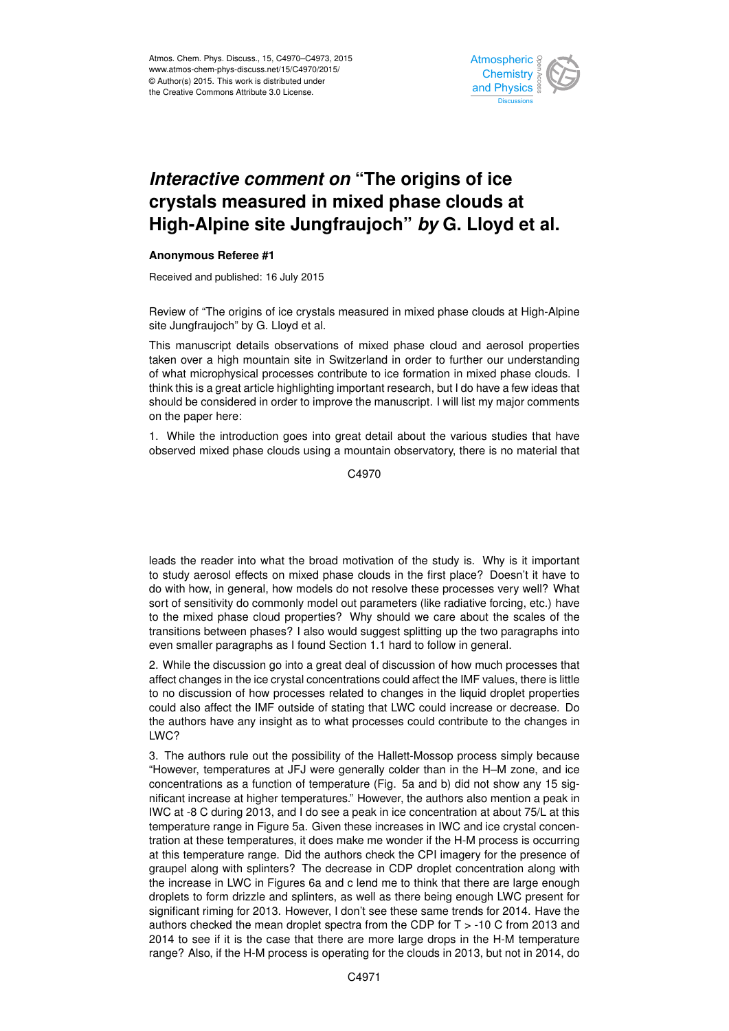# *Interactive comment on* "The origins of ice crystals measured in mixed phase clouds at High-Alpine site Jungfraujoch" *by* G. Lloyd et al.

**Anonymous Referee #1**

Received and published: 16 July 2015

Review of "The origins of ice crystals measured in mixed phase clouds at High-Alpine site Jungfraujoch" by G. Lloyd et al.

This manuscript details observations of mixed phase cloud and aerosol properties taken over a high mountain site in Switzerland in order to further our understanding of what microphysical processes contribute to ice formation in mixed phase clouds. I think this is a great article highlighting important research, but I do have a few ideas that should be considered in order to improve the manuscript. I will list my major comments on the paper here:

1. While the introduction goes into great detail about the various studies that have observed mixed phase clouds using a mountain observatory, there is no material that leads the reader into what the broad motivation of the study is. Why is it important to study aerosol effects on mixed phase clouds in the first place? Doesn't it have to do with how, in general, how models do not resolve these processes very well? What sort of sensitivity do commonly model out parameters (like radiative forcing, etc.) have to the mixed phase cloud properties? Why should we care about the scales of the transitions between phases? I also would suggest splitting up the two paragraphs into even smaller paragraphs as I found Section 1.1 hard to follow in general.

2. While the discussion go into a great deal of discussion of how much processes that affect changes in the ice crystal concentrations could affect the IMF values, there is little to no discussion of how processes related to changes in the liquid droplet properties could also affect the IMF outside of stating that LWC could increase or decrease. Do the authors have any insight as to what processes could contribute to the changes in LWC?

3. The authors rule out the possibility of the Hallett-Mossop process simply because "However, temperatures at JFJ were generally colder than in the H–M zone, and ice concentrations as a function of temperature (Fig. 5a and b) did not show any 15 significant increase at higher temperatures." However, the authors also mention a peak in IWC at -8 C during 2013, and I do see a peak in ice concentration at about 75/L at this temperature range in Figure 5a. Given these increases in IWC and ice crystal concentration at these temperatures, it does make me wonder if the H-M process is occurring at this temperature range. Did the authors check the CPI imagery for the presence of graupel along with splinters? The decrease in CDP droplet concentration along with the increase in LWC in Figures 6a and c lend me to think that there are large enough droplets to form drizzle and splinters, as well as there being enough LWC present for significant riming for 2013. However, I don't see these same trends for 2014. Have the authors checked the mean droplet spectra from the CDP for T > -10 C from 2013 and 2014 to see if it is the case that there are more large drops in the H-M temperature range? Also, if the H-M process is operating for the clouds in 2013, but not in 2014, do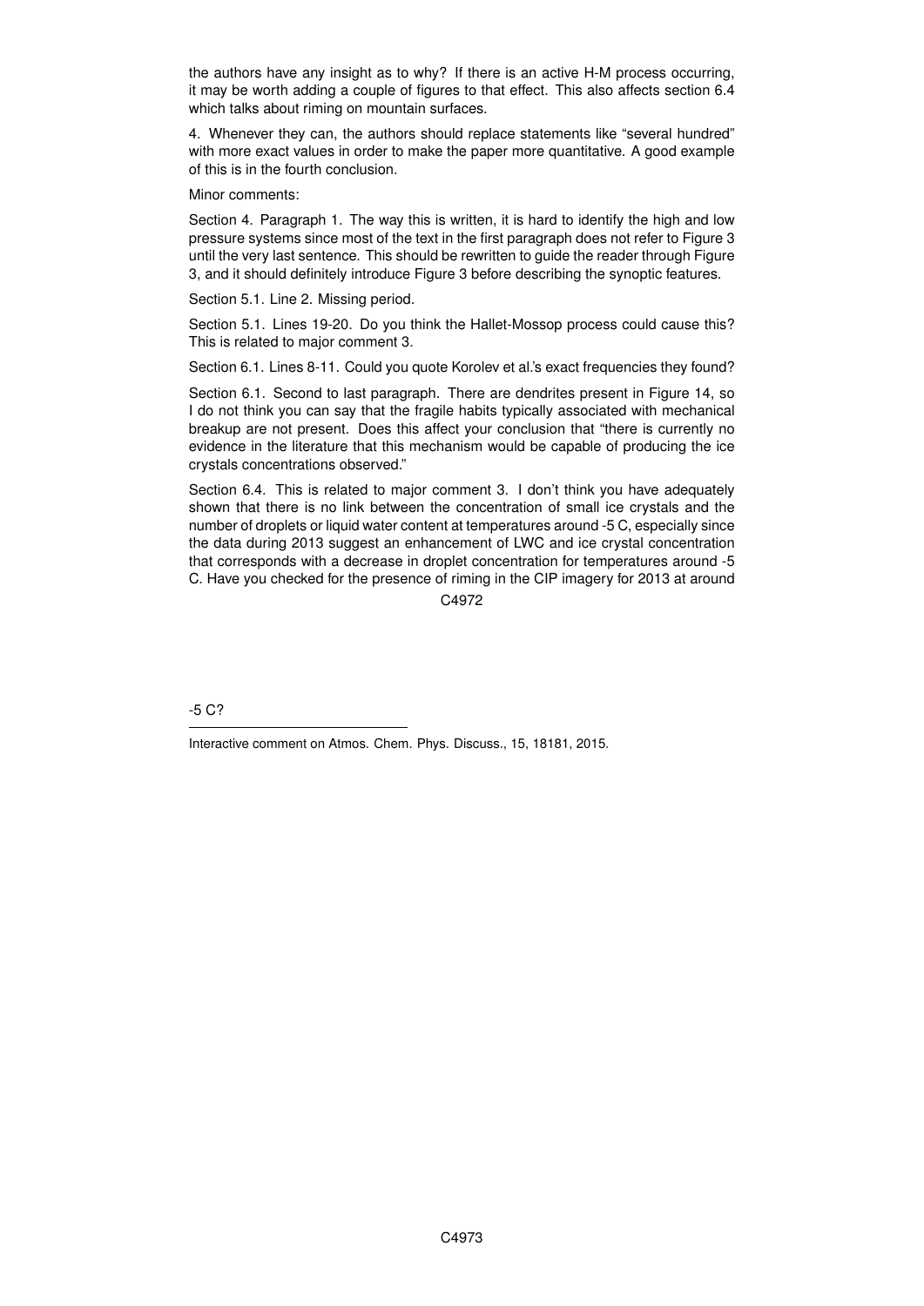the authors have any insight as to why? If there is an active H-M process occurring, it may be worth adding a couple of figures to that effect. This also affects section 6.4 which talks about riming on mountain surfaces.

4. Whenever they can, the authors should replace statements like "several hundred" with more exact values in order to make the paper more quantitative. A good example of this is in the fourth conclusion.

Minor comments:

Section 4. Paragraph 1. The way this is written, it is hard to identify the high and low pressure systems since most of the text in the first paragraph does not refer to Figure 3 until the very last sentence. This should be rewritten to guide the reader through Figure 3, and it should definitely introduce Figure 3 before describing the synoptic features.

Section 5.1. Line 2. Missing period.

Section 5.1. Lines 19-20. Do you think the Hallet-Mossop process could cause this? This is related to major comment 3.

Section 6.1. Lines 8-11. Could you quote Korolev et al.'s exact frequencies they found?

Section 6.1. Second to last paragraph. There are dendrites present in Figure 14, so I do not think you can say that the fragile habits typically associated with mechanical breakup are not present. Does this affect your conclusion that "there is currently no evidence in the literature that this mechanism would be capable of producing the ice crystals concentrations observed."

Section 6.4. This is related to major comment 3. I don't think you have adequately shown that there is no link between the concentration of small ice crystals and the number of droplets or liquid water content at temperatures around -5 C, especially since the data during 2013 suggest an enhancement of LWC and ice crystal concentration that corresponds with a decrease in droplet concentration for temperatures around -5 C. Have you checked for the presence of riming in the CIP imagery for 2013 at around -5 C?

Interactive comment on Atmos. Chem. Phys. Discuss., 15, 18181, 2015.